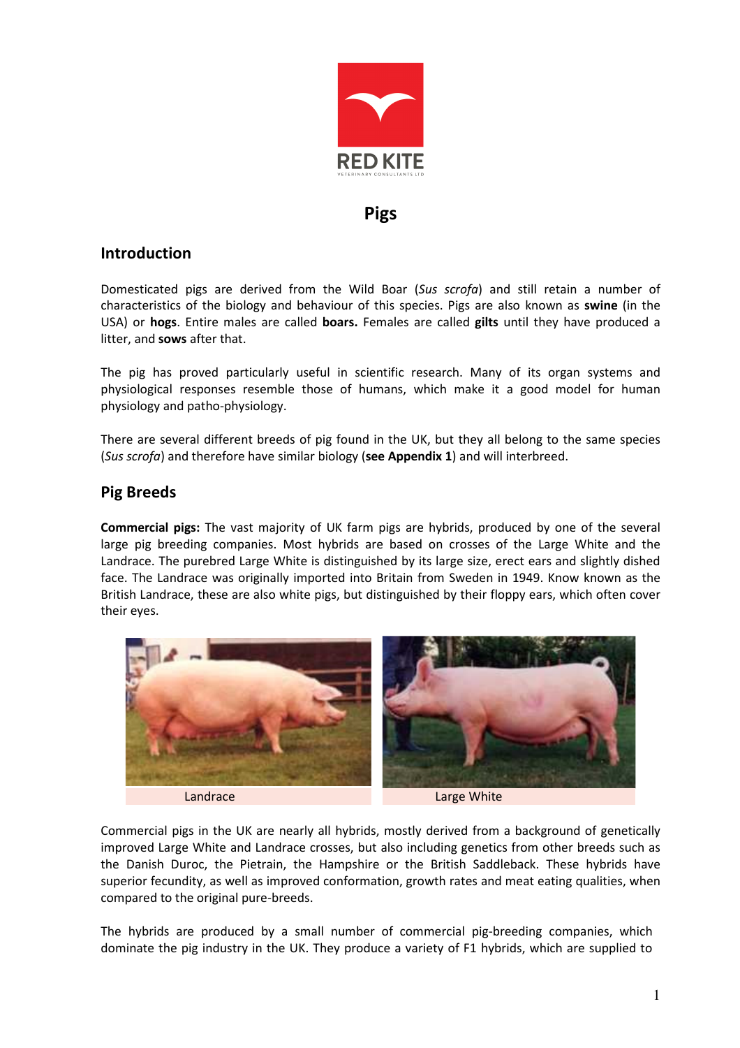# Pigs

## Introduction

Domesticated pigs are derived from the Wild Boar (*Sus scrofa*) and still retain a number of characteristics of the biology and behaviour of this species. Pigs are also known as **swine** (in the USA) or **hogs**. Entire males are called **boars.** Females are called **gilts** until they have produced a litter, and **sows** after that.

The pig has proved particularly useful in scientific research. Many of its organ systems and physiological responses resemble those of humans, which make it a good model for human physiology and patho-physiology.

There are several different breeds of pig found in the UK, but they all belong to the same species (*Sus scrofa*) and therefore have similar biology (**see Appendix 1**) and will interbreed.

## Pig Breeds

**Commercial pigs:** The vast majority of UK farm pigs are hybrids, produced by one of the several large pig breeding companies. Most hybrids are based on crosses of the Large White and the Landrace. The purebred Large White is distinguished by its large size, erect ears and slightly dished face. The Landrace was originally imported into Britain from Sweden in 1949. Know known as the British Landrace, these are also white pigs, but distinguished by their floppy ears, which often cover their eyes.

Landrace

Large White

Commercial pigs in the UK are nearly all hybrids, mostly derived from a background of genetically improved Large White and Landrace crosses, but also including genetics from other breeds such as the Danish Duroc, the Pietrain, the Hampshire or the British Saddleback. These hybrids have superior fecundity, as well as improved conformation, growth rates and meat eating qualities, when compared to the original pure-breeds.

The hybrids are produced by a small number of commercial pig-breeding companies, which dominate the pig industry in the UK. They produce a variety of F1 hybrids, which are supplied to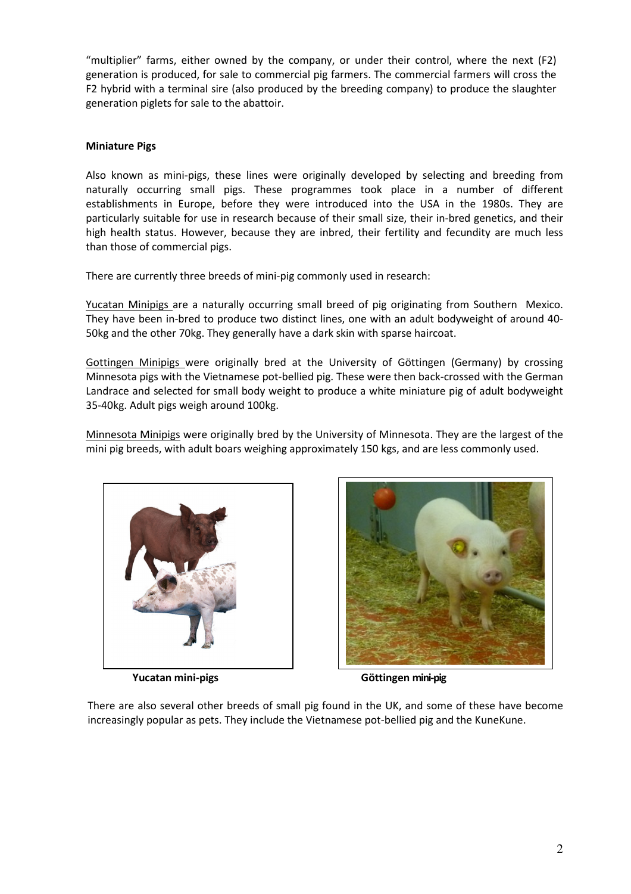"multiplier" farms, either owned by the company, or under their control, where the next (F2) generation is produced, for sale to commercial pig farmers. The commercial farmers will cross the F2 hybrid with a terminal sire (also produced by the breeding company) to produce the slaughter generation piglets for sale to the abattoir.

**Miniature Pigs**

Also known as mini-pigs, these lines were originally developed by selecting and breeding from naturally occurring small pigs. These programmes took place in a number of different establishments in Europe, before they were introduced into the USA in the 1980s. They are particularly suitable for use in research because of their small size, their in-bred genetics, and their high health status. However, because they are inbred, their fertility and fecundity are much less than those of commercial pigs.

There are currently three breeds of mini-pig commonly used in research:

Yucatan Minipigs are a naturally occurring small breed of pig originating from Southern Mexico. They have been in-bred to produce two distinct lines, one with an adult bodyweight of around 40-50kg and the other 70kg. They generally have a dark skin with sparse haircoat.

Gottingen Minipigs were originally bred at the University of Göttingen (Germany) by crossing Minnesota pigs with the Vietnamese pot-bellied pig. These were then back-crossed with the German Landrace and selected for small body weight to produce a white miniature pig of adult bodyweight 35-40kg. Adult pigs weigh around 100kg.

Minnesota Minipigs were originally bred by the University of Minnesota. They are the largest of the mini pig breeds, with adult boars weighing approximately 150 kgs, and are less commonly used.

**Yucatan mini-pigs**

**Göttingen mini-pig**

There are also several other breeds of small pig found in the UK, and some of these have become increasingly popular as pets. They include the Vietnamese pot-bellied pig and the KuneKune.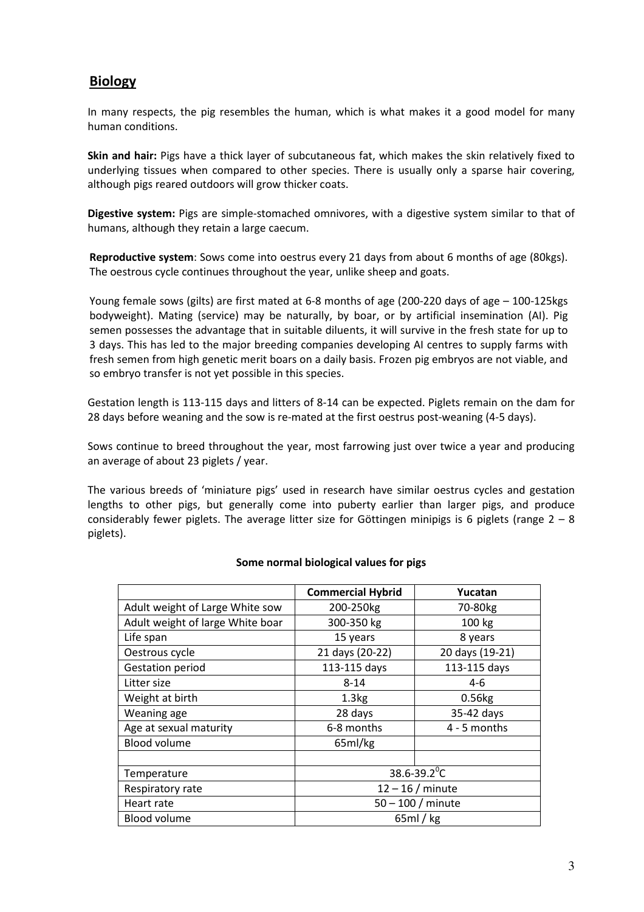## Biology

In many respects, the pig resembles the human, which is what makes it a good model for many human conditions.

**Skin and hair:** Pigs have a thick layer of subcutaneous fat, which makes the skin relatively fixed to underlying tissues when compared to other species. There is usually only a sparse hair covering, although pigs reared outdoors will grow thicker coats.

**Digestive system:** Pigs are simple-stomached omnivores, with a digestive system similar to that of humans, although they retain a large caecum.

**Reproductive system**: Sows come into oestrus every 21 days from about 6 months of age (80kgs). The oestrous cycle continues throughout the year, unlike sheep and goats.

Young female sows (gilts) are first mated at 6-8 months of age (200-220 days of age – 100-125kgs bodyweight). Mating (service) may be naturally, by boar, or by artificial insemination (AI). Pig semen possesses the advantage that in suitable diluents, it will survive in the fresh state for up to 3 days. This has led to the major breeding companies developing AI centres to supply farms with fresh semen from high genetic merit boars on a daily basis. Frozen pig embryos are not viable, and so embryo transfer is not yet possible in this species.

Gestation length is 113-115 days and litters of 8-14 can be expected. Piglets remain on the dam for 28 days before weaning and the sow is re-mated at the first oestrus post-weaning (4-5 days).

Sows continue to breed throughout the year, most farrowing just over twice a year and producing an average of about 23 piglets / year.

The various breeds of 'miniature pigs' used in research have similar oestrus cycles and gestation lengths to other pigs, but generally come into puberty earlier than larger pigs, and produce considerably fewer piglets. The average litter size for Göttingen minipigs is 6 piglets (range 2 – 8 piglets).

**Some normal biological values for pigs**

| | Commercial Hybrid | Yucatan |
|---|---|---|
| Adult weight of Large White sow | 200-250kg | 70-80kg |
| Adult weight of large White boar | 300-350 kg | 100 kg |
| Life span | 15 years | 8 years |
| Oestrous cycle | 21 days (20-22) | 20 days (19-21) |
| Gestation period | 113-115 days | 113-115 days |
| Litter size | 8-14 | 4-6 |
| Weight at birth | 1.3kg | 0.56kg |
| Weaning age | 28 days | 35-42 days |
| Age at sexual maturity | 6-8 months | 4 - 5 months |
| Blood volume | 65ml/kg | |
| | | |
| Temperature | 38.6-39.2$^0$C | |
| Respiratory rate | 12 – 16 / minute | |
| Heart rate | 50 – 100 / minute | |
| Blood volume | 65ml / kg | |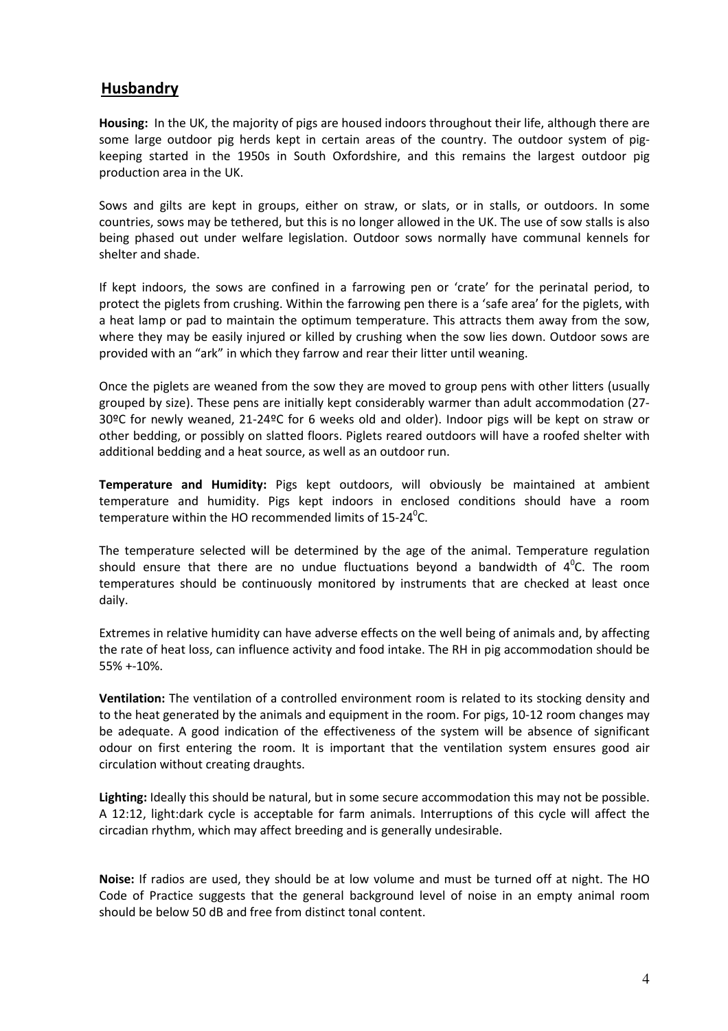## Husbandry

**Housing:** In the UK, the majority of pigs are housed indoors throughout their life, although there are some large outdoor pig herds kept in certain areas of the country. The outdoor system of pig-keeping started in the 1950s in South Oxfordshire, and this remains the largest outdoor pig production area in the UK.

Sows and gilts are kept in groups, either on straw, or slats, or in stalls, or outdoors. In some countries, sows may be tethered, but this is no longer allowed in the UK. The use of sow stalls is also being phased out under welfare legislation. Outdoor sows normally have communal kennels for shelter and shade.

If kept indoors, the sows are confined in a farrowing pen or 'crate' for the perinatal period, to protect the piglets from crushing. Within the farrowing pen there is a 'safe area' for the piglets, with a heat lamp or pad to maintain the optimum temperature. This attracts them away from the sow, where they may be easily injured or killed by crushing when the sow lies down. Outdoor sows are provided with an "ark" in which they farrow and rear their litter until weaning.

Once the piglets are weaned from the sow they are moved to group pens with other litters (usually grouped by size). These pens are initially kept considerably warmer than adult accommodation (27-30ºC for newly weaned, 21-24ºC for 6 weeks old and older). Indoor pigs will be kept on straw or other bedding, or possibly on slatted floors. Piglets reared outdoors will have a roofed shelter with additional bedding and a heat source, as well as an outdoor run.

**Temperature and Humidity:** Pigs kept outdoors, will obviously be maintained at ambient temperature and humidity. Pigs kept indoors in enclosed conditions should have a room temperature within the HO recommended limits of 15-24$^0$C.

The temperature selected will be determined by the age of the animal. Temperature regulation should ensure that there are no undue fluctuations beyond a bandwidth of 4$^0$C. The room temperatures should be continuously monitored by instruments that are checked at least once daily.

Extremes in relative humidity can have adverse effects on the well being of animals and, by affecting the rate of heat loss, can influence activity and food intake. The RH in pig accommodation should be 55% +-10%.

**Ventilation:** The ventilation of a controlled environment room is related to its stocking density and to the heat generated by the animals and equipment in the room. For pigs, 10-12 room changes may be adequate. A good indication of the effectiveness of the system will be absence of significant odour on first entering the room. It is important that the ventilation system ensures good air circulation without creating draughts.

**Lighting:** Ideally this should be natural, but in some secure accommodation this may not be possible. A 12:12, light:dark cycle is acceptable for farm animals. Interruptions of this cycle will affect the circadian rhythm, which may affect breeding and is generally undesirable.

**Noise:** If radios are used, they should be at low volume and must be turned off at night. The HO Code of Practice suggests that the general background level of noise in an empty animal room should be below 50 dB and free from distinct tonal content.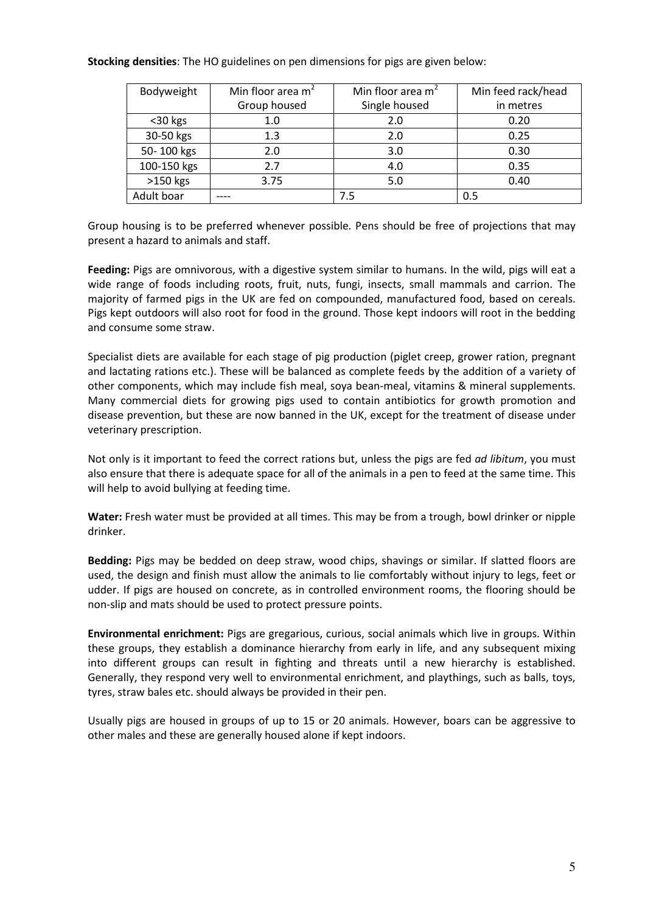**Stocking densities**: The HO guidelines on pen dimensions for pigs are given below:

| Bodyweight | Min floor area $m^2$ Group housed | Min floor area $m^2$ Single housed | Min feed rack/head in metres |
|---|---|---|---|
| <30 kgs | 1.0 | 2.0 | 0.20 |
| 30-50 kgs | 1.3 | 2.0 | 0.25 |
| 50- 100 kgs | 2.0 | 3.0 | 0.30 |
| 100-150 kgs | 2.7 | 4.0 | 0.35 |
| >150 kgs | 3.75 | 5.0 | 0.40 |
| Adult boar | ---- | 7.5 | 0.5 |

Group housing is to be preferred whenever possible. Pens should be free of projections that may present a hazard to animals and staff.

**Feeding:** Pigs are omnivorous, with a digestive system similar to humans. In the wild, pigs will eat a wide range of foods including roots, fruit, nuts, fungi, insects, small mammals and carrion. The majority of farmed pigs in the UK are fed on compounded, manufactured food, based on cereals. Pigs kept outdoors will also root for food in the ground. Those kept indoors will root in the bedding and consume some straw.

Specialist diets are available for each stage of pig production (piglet creep, grower ration, pregnant and lactating rations etc.). These will be balanced as complete feeds by the addition of a variety of other components, which may include fish meal, soya bean-meal, vitamins & mineral supplements. Many commercial diets for growing pigs used to contain antibiotics for growth promotion and disease prevention, but these are now banned in the UK, except for the treatment of disease under veterinary prescription.

Not only is it important to feed the correct rations but, unless the pigs are fed *ad libitum*, you must also ensure that there is adequate space for all of the animals in a pen to feed at the same time. This will help to avoid bullying at feeding time.

**Water:** Fresh water must be provided at all times. This may be from a trough, bowl drinker or nipple drinker.

**Bedding:** Pigs may be bedded on deep straw, wood chips, shavings or similar. If slatted floors are used, the design and finish must allow the animals to lie comfortably without injury to legs, feet or udder. If pigs are housed on concrete, as in controlled environment rooms, the flooring should be non-slip and mats should be used to protect pressure points.

**Environmental enrichment:** Pigs are gregarious, curious, social animals which live in groups. Within these groups, they establish a dominance hierarchy from early in life, and any subsequent mixing into different groups can result in fighting and threats until a new hierarchy is established. Generally, they respond very well to environmental enrichment, and playthings, such as balls, toys, tyres, straw bales etc. should always be provided in their pen.

Usually pigs are housed in groups of up to 15 or 20 animals. However, boars can be aggressive to other males and these are generally housed alone if kept indoors.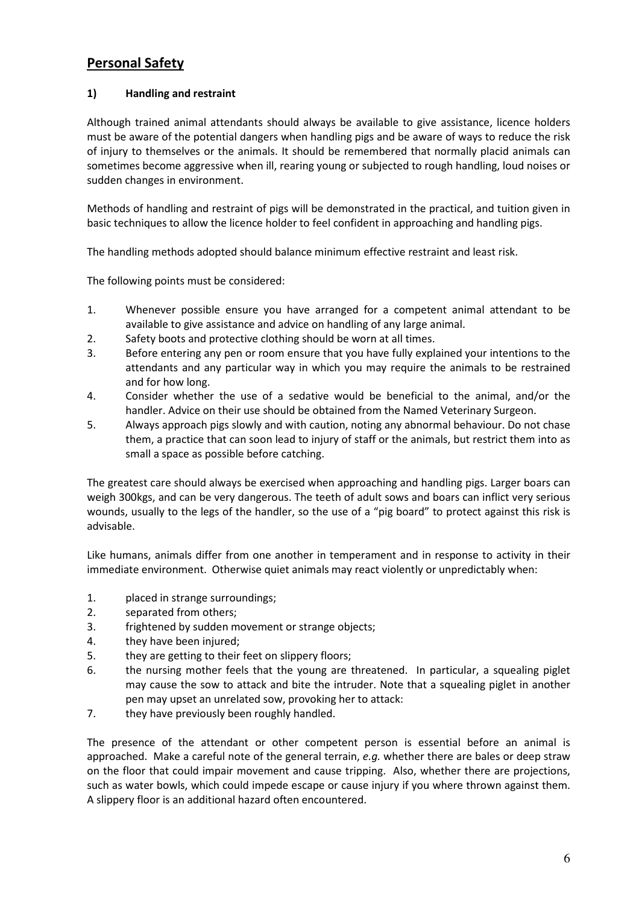## Personal Safety

### 1) Handling and restraint

Although trained animal attendants should always be available to give assistance, licence holders must be aware of the potential dangers when handling pigs and be aware of ways to reduce the risk of injury to themselves or the animals. It should be remembered that normally placid animals can sometimes become aggressive when ill, rearing young or subjected to rough handling, loud noises or sudden changes in environment.

Methods of handling and restraint of pigs will be demonstrated in the practical, and tuition given in basic techniques to allow the licence holder to feel confident in approaching and handling pigs.

The handling methods adopted should balance minimum effective restraint and least risk.

The following points must be considered:

1. Whenever possible ensure you have arranged for a competent animal attendant to be available to give assistance and advice on handling of any large animal.
2. Safety boots and protective clothing should be worn at all times.
3. Before entering any pen or room ensure that you have fully explained your intentions to the attendants and any particular way in which you may require the animals to be restrained and for how long.
4. Consider whether the use of a sedative would be beneficial to the animal, and/or the handler. Advice on their use should be obtained from the Named Veterinary Surgeon.
5. Always approach pigs slowly and with caution, noting any abnormal behaviour. Do not chase them, a practice that can soon lead to injury of staff or the animals, but restrict them into as small a space as possible before catching.

The greatest care should always be exercised when approaching and handling pigs. Larger boars can weigh 300kgs, and can be very dangerous. The teeth of adult sows and boars can inflict very serious wounds, usually to the legs of the handler, so the use of a "pig board" to protect against this risk is advisable.

Like humans, animals differ from one another in temperament and in response to activity in their immediate environment. Otherwise quiet animals may react violently or unpredictably when:

1. placed in strange surroundings;
2. separated from others;
3. frightened by sudden movement or strange objects;
4. they have been injured;
5. they are getting to their feet on slippery floors;
6. the nursing mother feels that the young are threatened. In particular, a squealing piglet may cause the sow to attack and bite the intruder. Note that a squealing piglet in another pen may upset an unrelated sow, provoking her to attack:
7. they have previously been roughly handled.

The presence of the attendant or other competent person is essential before an animal is approached. Make a careful note of the general terrain, *e.g.* whether there are bales or deep straw on the floor that could impair movement and cause tripping. Also, whether there are projections, such as water bowls, which could impede escape or cause injury if you where thrown against them. A slippery floor is an additional hazard often encountered.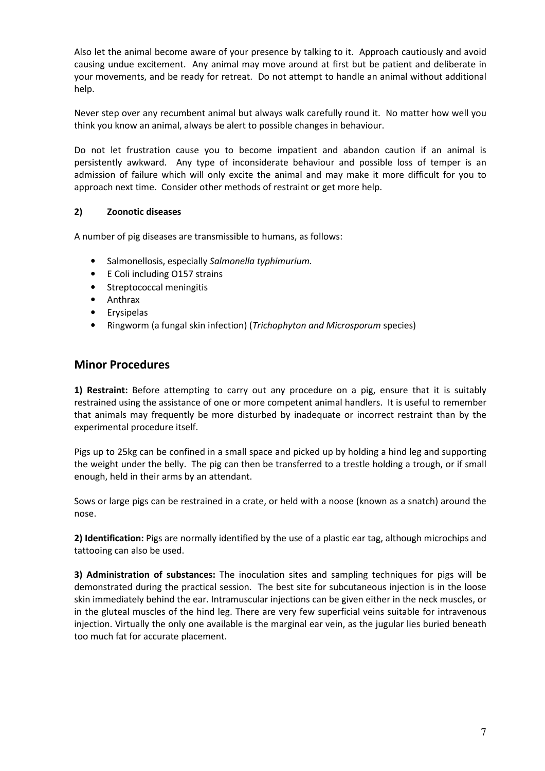Also let the animal become aware of your presence by talking to it. Approach cautiously and avoid causing undue excitement. Any animal may move around at first but be patient and deliberate in your movements, and be ready for retreat. Do not attempt to handle an animal without additional help.

Never step over any recumbent animal but always walk carefully round it. No matter how well you think you know an animal, always be alert to possible changes in behaviour.

Do not let frustration cause you to become impatient and abandon caution if an animal is persistently awkward. Any type of inconsiderate behaviour and possible loss of temper is an admission of failure which will only excite the animal and may make it more difficult for you to approach next time. Consider other methods of restraint or get more help.

#### 2) Zoonotic diseases

A number of pig diseases are transmissible to humans, as follows:

- Salmonellosis, especially *Salmonella typhimurium.*
- E Coli including O157 strains
- Streptococcal meningitis
- Anthrax
- Erysipelas
- Ringworm (a fungal skin infection) (*Trichophyton and Microsporum* species)

## Minor Procedures

**1) Restraint:** Before attempting to carry out any procedure on a pig, ensure that it is suitably restrained using the assistance of one or more competent animal handlers. It is useful to remember that animals may frequently be more disturbed by inadequate or incorrect restraint than by the experimental procedure itself.

Pigs up to 25kg can be confined in a small space and picked up by holding a hind leg and supporting the weight under the belly. The pig can then be transferred to a trestle holding a trough, or if small enough, held in their arms by an attendant.

Sows or large pigs can be restrained in a crate, or held with a noose (known as a snatch) around the nose.

**2) Identification:** Pigs are normally identified by the use of a plastic ear tag, although microchips and tattooing can also be used.

**3) Administration of substances:** The inoculation sites and sampling techniques for pigs will be demonstrated during the practical session. The best site for subcutaneous injection is in the loose skin immediately behind the ear. Intramuscular injections can be given either in the neck muscles, or in the gluteal muscles of the hind leg. There are very few superficial veins suitable for intravenous injection. Virtually the only one available is the marginal ear vein, as the jugular lies buried beneath too much fat for accurate placement.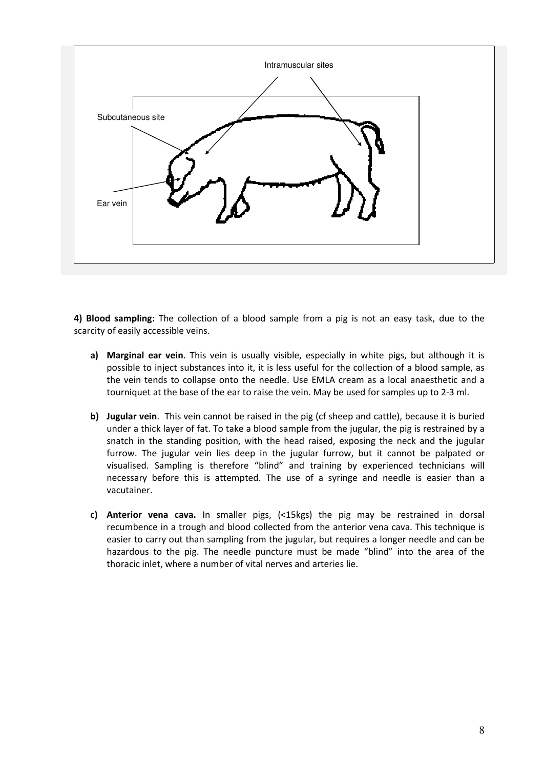Intramuscular sites

Subcutaneous site

Ear vein

**4) Blood sampling:** The collection of a blood sample from a pig is not an easy task, due to the scarcity of easily accessible veins.

a) **Marginal ear vein**. This vein is usually visible, especially in white pigs, but although it is possible to inject substances into it, it is less useful for the collection of a blood sample, as the vein tends to collapse onto the needle. Use EMLA cream as a local anaesthetic and a tourniquet at the base of the ear to raise the vein. May be used for samples up to 2-3 ml.

b) **Jugular vein**. This vein cannot be raised in the pig (cf sheep and cattle), because it is buried under a thick layer of fat. To take a blood sample from the jugular, the pig is restrained by a snatch in the standing position, with the head raised, exposing the neck and the jugular furrow. The jugular vein lies deep in the jugular furrow, but it cannot be palpated or visualised. Sampling is therefore "blind" and training by experienced technicians will necessary before this is attempted. The use of a syringe and needle is easier than a vacutainer.

c) **Anterior vena cava.** In smaller pigs, (<15kgs) the pig may be restrained in dorsal recumbence in a trough and blood collected from the anterior vena cava. This technique is easier to carry out than sampling from the jugular, but requires a longer needle and can be hazardous to the pig. The needle puncture must be made "blind" into the area of the thoracic inlet, where a number of vital nerves and arteries lie.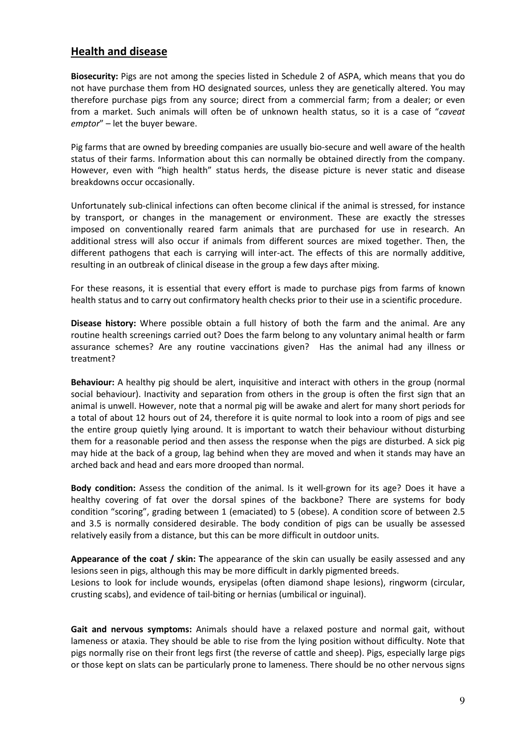## Health and disease

**Biosecurity:** Pigs are not among the species listed in Schedule 2 of ASPA, which means that you do not have purchase them from HO designated sources, unless they are genetically altered. You may therefore purchase pigs from any source; direct from a commercial farm; from a dealer; or even from a market. Such animals will often be of unknown health status, so it is a case of "*caveat emptor*" – let the buyer beware.

Pig farms that are owned by breeding companies are usually bio-secure and well aware of the health status of their farms. Information about this can normally be obtained directly from the company. However, even with "high health" status herds, the disease picture is never static and disease breakdowns occur occasionally.

Unfortunately sub-clinical infections can often become clinical if the animal is stressed, for instance by transport, or changes in the management or environment. These are exactly the stresses imposed on conventionally reared farm animals that are purchased for use in research. An additional stress will also occur if animals from different sources are mixed together. Then, the different pathogens that each is carrying will inter-act. The effects of this are normally additive, resulting in an outbreak of clinical disease in the group a few days after mixing.

For these reasons, it is essential that every effort is made to purchase pigs from farms of known health status and to carry out confirmatory health checks prior to their use in a scientific procedure.

**Disease history:** Where possible obtain a full history of both the farm and the animal. Are any routine health screenings carried out? Does the farm belong to any voluntary animal health or farm assurance schemes? Are any routine vaccinations given? Has the animal had any illness or treatment?

**Behaviour:** A healthy pig should be alert, inquisitive and interact with others in the group (normal social behaviour). Inactivity and separation from others in the group is often the first sign that an animal is unwell. However, note that a normal pig will be awake and alert for many short periods for a total of about 12 hours out of 24, therefore it is quite normal to look into a room of pigs and see the entire group quietly lying around. It is important to watch their behaviour without disturbing them for a reasonable period and then assess the response when the pigs are disturbed. A sick pig may hide at the back of a group, lag behind when they are moved and when it stands may have an arched back and head and ears more drooped than normal.

**Body condition:** Assess the condition of the animal. Is it well-grown for its age? Does it have a healthy covering of fat over the dorsal spines of the backbone? There are systems for body condition "scoring", grading between 1 (emaciated) to 5 (obese). A condition score of between 2.5 and 3.5 is normally considered desirable. The body condition of pigs can be usually be assessed relatively easily from a distance, but this can be more difficult in outdoor units.

**Appearance of the coat / skin: T**he appearance of the skin can usually be easily assessed and any lesions seen in pigs, although this may be more difficult in darkly pigmented breeds.
Lesions to look for include wounds, erysipelas (often diamond shape lesions), ringworm (circular, crusting scabs), and evidence of tail-biting or hernias (umbilical or inguinal).

**Gait and nervous symptoms:** Animals should have a relaxed posture and normal gait, without lameness or ataxia. They should be able to rise from the lying position without difficulty. Note that pigs normally rise on their front legs first (the reverse of cattle and sheep). Pigs, especially large pigs or those kept on slats can be particularly prone to lameness. There should be no other nervous signs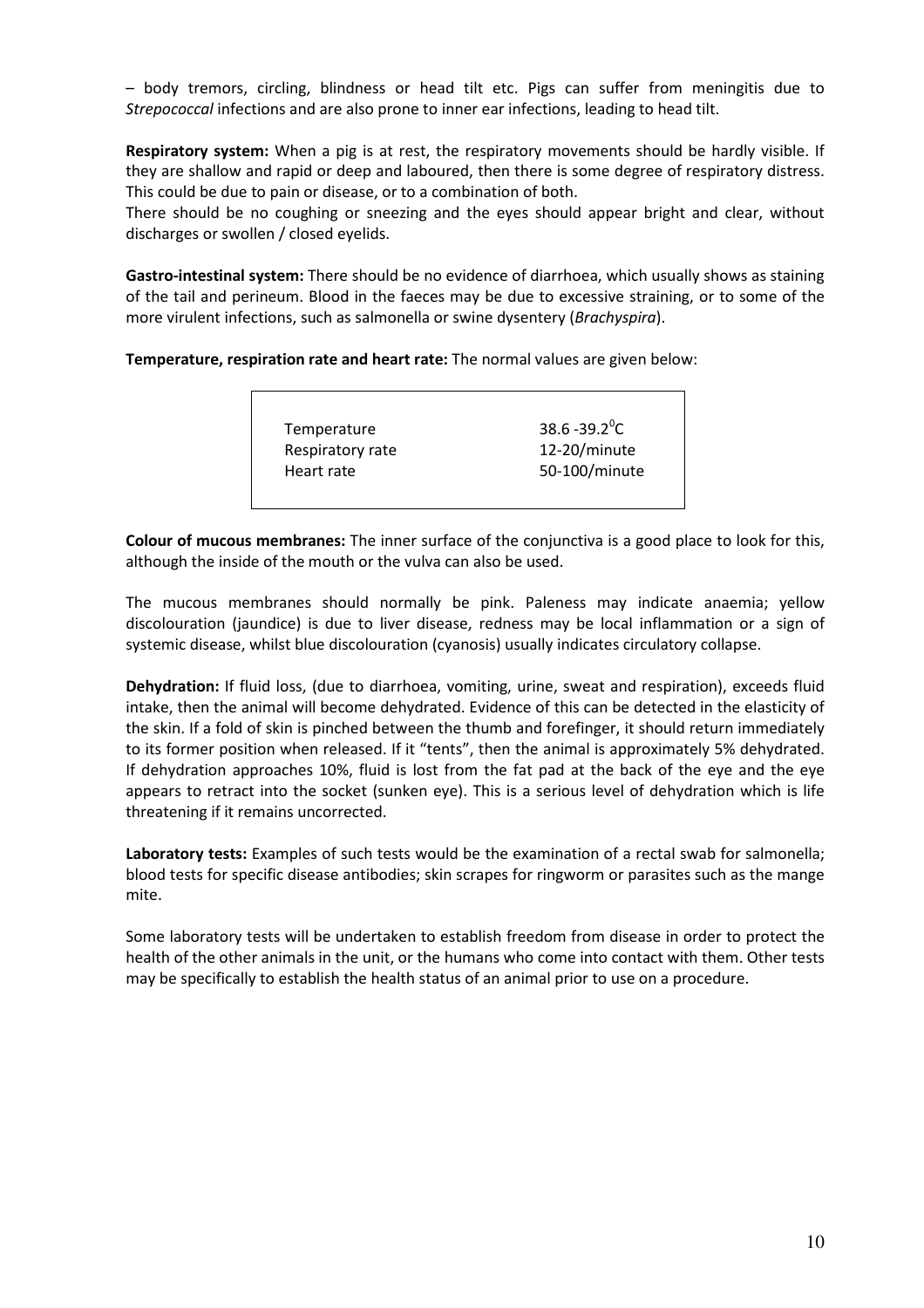– body tremors, circling, blindness or head tilt etc. Pigs can suffer from meningitis due to *Strepococcal* infections and are also prone to inner ear infections, leading to head tilt.

**Respiratory system:** When a pig is at rest, the respiratory movements should be hardly visible. If they are shallow and rapid or deep and laboured, then there is some degree of respiratory distress. This could be due to pain or disease, or to a combination of both.

There should be no coughing or sneezing and the eyes should appear bright and clear, without discharges or swollen / closed eyelids.

**Gastro-intestinal system:** There should be no evidence of diarrhoea, which usually shows as staining of the tail and perineum. Blood in the faeces may be due to excessive straining, or to some of the more virulent infections, such as salmonella or swine dysentery (*Brachyspira*).

**Temperature, respiration rate and heart rate:** The normal values are given below:

| | |
|---|---|
| Temperature | 38.6 -39.2$^{0}$C |
| Respiratory rate | 12-20/minute |
| Heart rate | 50-100/minute |

**Colour of mucous membranes:** The inner surface of the conjunctiva is a good place to look for this, although the inside of the mouth or the vulva can also be used.

The mucous membranes should normally be pink. Paleness may indicate anaemia; yellow discolouration (jaundice) is due to liver disease, redness may be local inflammation or a sign of systemic disease, whilst blue discolouration (cyanosis) usually indicates circulatory collapse.

**Dehydration:** If fluid loss, (due to diarrhoea, vomiting, urine, sweat and respiration), exceeds fluid intake, then the animal will become dehydrated. Evidence of this can be detected in the elasticity of the skin. If a fold of skin is pinched between the thumb and forefinger, it should return immediately to its former position when released. If it "tents", then the animal is approximately 5% dehydrated. If dehydration approaches 10%, fluid is lost from the fat pad at the back of the eye and the eye appears to retract into the socket (sunken eye). This is a serious level of dehydration which is life threatening if it remains uncorrected.

**Laboratory tests:** Examples of such tests would be the examination of a rectal swab for salmonella; blood tests for specific disease antibodies; skin scrapes for ringworm or parasites such as the mange mite.

Some laboratory tests will be undertaken to establish freedom from disease in order to protect the health of the other animals in the unit, or the humans who come into contact with them. Other tests may be specifically to establish the health status of an animal prior to use on a procedure.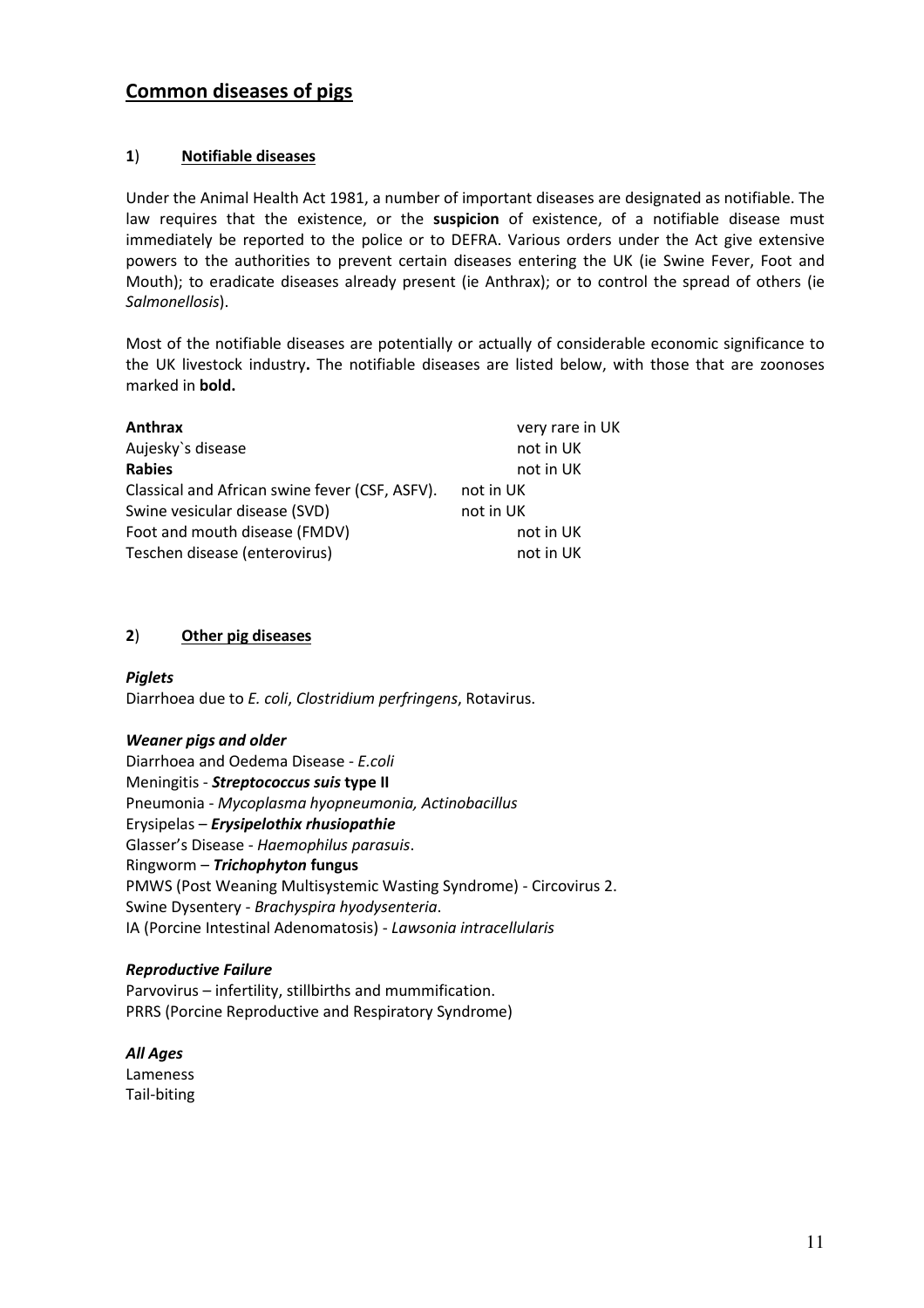## Common diseases of pigs

### 1) Notifiable diseases

Under the Animal Health Act 1981, a number of important diseases are designated as notifiable. The law requires that the existence, or the **suspicion** of existence, of a notifiable disease must immediately be reported to the police or to DEFRA. Various orders under the Act give extensive powers to the authorities to prevent certain diseases entering the UK (ie Swine Fever, Foot and Mouth); to eradicate diseases already present (ie Anthrax); or to control the spread of others (ie *Salmonellosis*).

Most of the notifiable diseases are potentially or actually of considerable economic significance to the UK livestock industry**.** The notifiable diseases are listed below, with those that are zoonoses marked in **bold.**

| | |
|---|---|
| **Anthrax** | very rare in UK |
| Aujesky`s disease | not in UK |
| **Rabies** | not in UK |
| Classical and African swine fever (CSF, ASFV). | not in UK |
| Swine vesicular disease (SVD) | not in UK |
| Foot and mouth disease (FMDV) | not in UK |
| Teschen disease (enterovirus) | not in UK |

### 2) Other pig diseases

***Piglets***

Diarrhoea due to *E. coli*, *Clostridium perfringens*, Rotavirus.

***Weaner pigs and older***

Diarrhoea and Oedema Disease - *E.coli*
Meningitis - ***Streptococcus suis* type II**
Pneumonia - *Mycoplasma hyopneumonia, Actinobacillus*
Erysipelas – ***Erysipelothix rhusiopathie***
Glasser's Disease - *Haemophilus parasuis*.
Ringworm – ***Trichophyton* fungus**
PMWS (Post Weaning Multisystemic Wasting Syndrome) - Circovirus 2.
Swine Dysentery - *Brachyspira hyodysenteria*.
IA (Porcine Intestinal Adenomatosis) - *Lawsonia intracellularis*

***Reproductive Failure***

Parvovirus – infertility, stillbirths and mummification.
PRRS (Porcine Reproductive and Respiratory Syndrome)

***All Ages***

Lameness
Tail-biting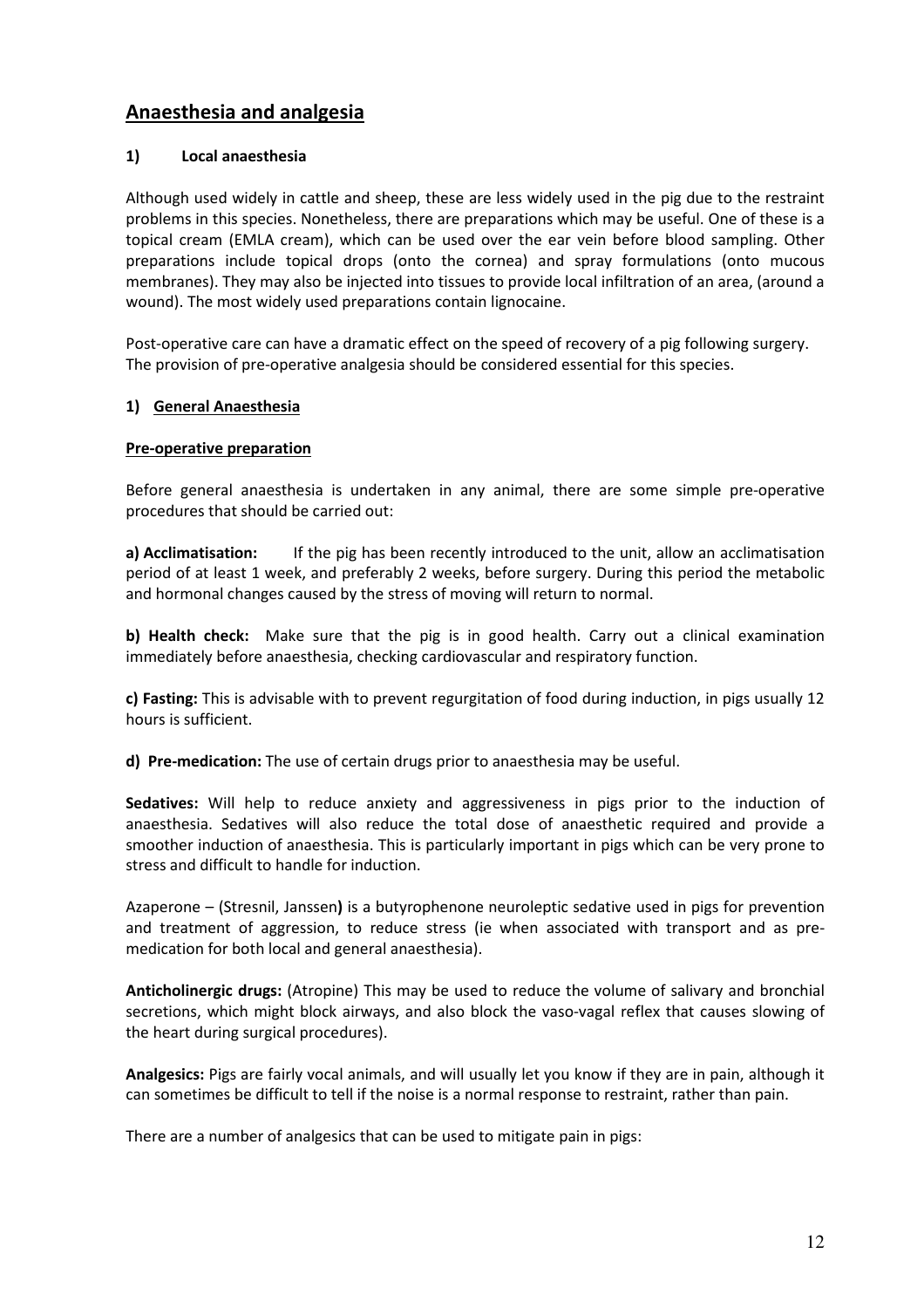## Anaesthesia and analgesia

### 1) Local anaesthesia

Although used widely in cattle and sheep, these are less widely used in the pig due to the restraint problems in this species. Nonetheless, there are preparations which may be useful. One of these is a topical cream (EMLA cream), which can be used over the ear vein before blood sampling. Other preparations include topical drops (onto the cornea) and spray formulations (onto mucous membranes). They may also be injected into tissues to provide local infiltration of an area, (around a wound). The most widely used preparations contain lignocaine.

Post-operative care can have a dramatic effect on the speed of recovery of a pig following surgery. The provision of pre-operative analgesia should be considered essential for this species.

### 1) General Anaesthesia

**Pre-operative preparation**

Before general anaesthesia is undertaken in any animal, there are some simple pre-operative procedures that should be carried out:

**a) Acclimatisation:** If the pig has been recently introduced to the unit, allow an acclimatisation period of at least 1 week, and preferably 2 weeks, before surgery. During this period the metabolic and hormonal changes caused by the stress of moving will return to normal.

**b) Health check:** Make sure that the pig is in good health. Carry out a clinical examination immediately before anaesthesia, checking cardiovascular and respiratory function.

**c) Fasting:** This is advisable with to prevent regurgitation of food during induction, in pigs usually 12 hours is sufficient.

**d) Pre-medication:** The use of certain drugs prior to anaesthesia may be useful.

**Sedatives:** Will help to reduce anxiety and aggressiveness in pigs prior to the induction of anaesthesia. Sedatives will also reduce the total dose of anaesthetic required and provide a smoother induction of anaesthesia. This is particularly important in pigs which can be very prone to stress and difficult to handle for induction.

Azaperone – (Stresnil, Janssen**)** is a butyrophenone neuroleptic sedative used in pigs for prevention and treatment of aggression, to reduce stress (ie when associated with transport and as pre-medication for both local and general anaesthesia).

**Anticholinergic drugs:** (Atropine) This may be used to reduce the volume of salivary and bronchial secretions, which might block airways, and also block the vaso-vagal reflex that causes slowing of the heart during surgical procedures).

**Analgesics:** Pigs are fairly vocal animals, and will usually let you know if they are in pain, although it can sometimes be difficult to tell if the noise is a normal response to restraint, rather than pain.

There are a number of analgesics that can be used to mitigate pain in pigs: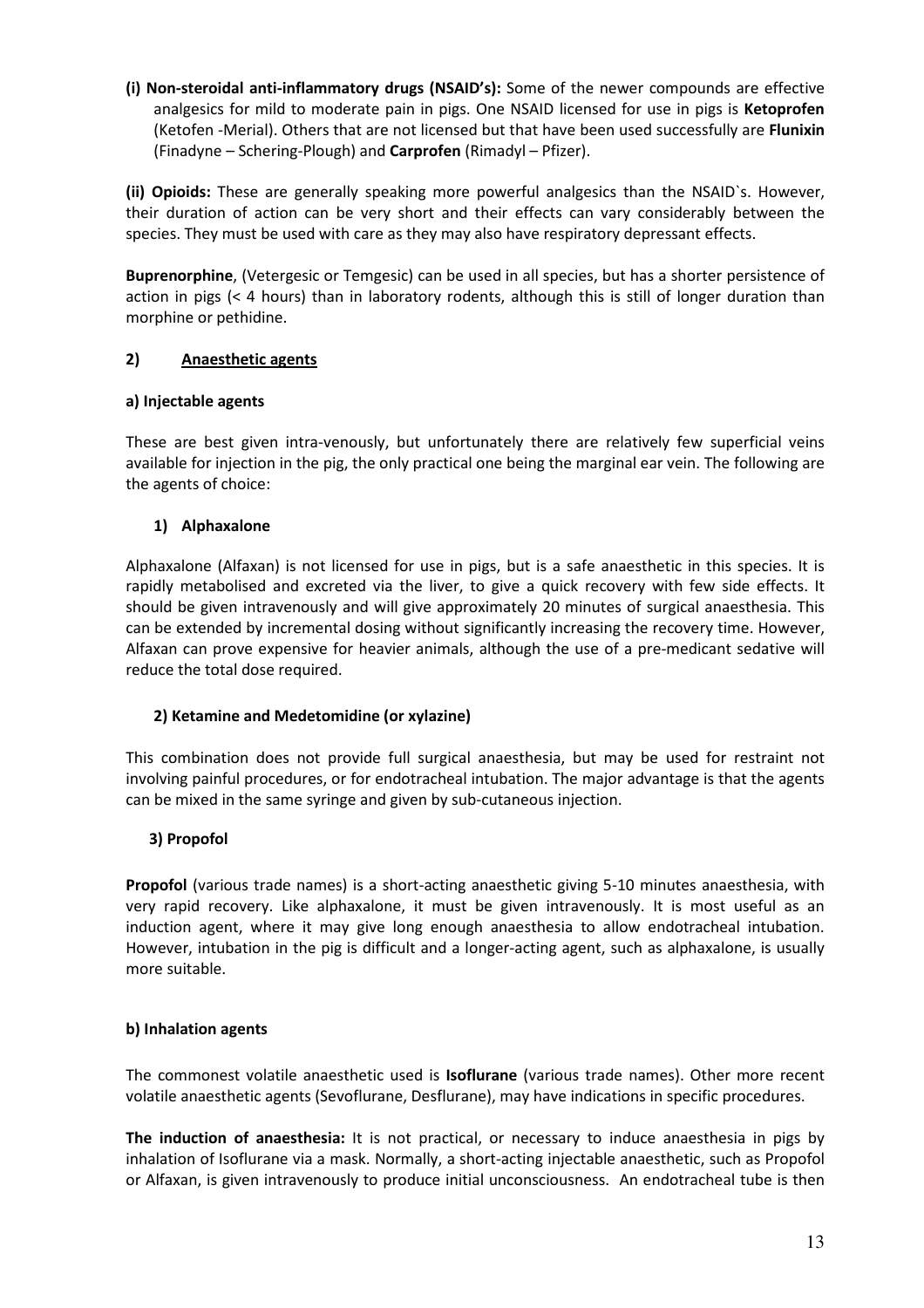**(i) Non-steroidal anti-inflammatory drugs (NSAID's):** Some of the newer compounds are effective analgesics for mild to moderate pain in pigs. One NSAID licensed for use in pigs is **Ketoprofen** (Ketofen -Merial). Others that are not licensed but that have been used successfully are **Flunixin** (Finadyne – Schering-Plough) and **Carprofen** (Rimadyl – Pfizer).

**(ii) Opioids:** These are generally speaking more powerful analgesics than the NSAID`s. However, their duration of action can be very short and their effects can vary considerably between the species. They must be used with care as they may also have respiratory depressant effects.

**Buprenorphine**, (Vetergesic or Temgesic) can be used in all species, but has a shorter persistence of action in pigs (< 4 hours) than in laboratory rodents, although this is still of longer duration than morphine or pethidine.

## 2) Anaesthetic agents

### a) Injectable agents

These are best given intra-venously, but unfortunately there are relatively few superficial veins available for injection in the pig, the only practical one being the marginal ear vein. The following are the agents of choice:

#### 1) Alphaxalone

Alphaxalone (Alfaxan) is not licensed for use in pigs, but is a safe anaesthetic in this species. It is rapidly metabolised and excreted via the liver, to give a quick recovery with few side effects. It should be given intravenously and will give approximately 20 minutes of surgical anaesthesia. This can be extended by incremental dosing without significantly increasing the recovery time. However, Alfaxan can prove expensive for heavier animals, although the use of a pre-medicant sedative will reduce the total dose required.

#### 2) Ketamine and Medetomidine (or xylazine)

This combination does not provide full surgical anaesthesia, but may be used for restraint not involving painful procedures, or for endotracheal intubation. The major advantage is that the agents can be mixed in the same syringe and given by sub-cutaneous injection.

#### 3) Propofol

**Propofol** (various trade names) is a short-acting anaesthetic giving 5-10 minutes anaesthesia, with very rapid recovery. Like alphaxalone, it must be given intravenously. It is most useful as an induction agent, where it may give long enough anaesthesia to allow endotracheal intubation. However, intubation in the pig is difficult and a longer-acting agent, such as alphaxalone, is usually more suitable.

### b) Inhalation agents

The commonest volatile anaesthetic used is **Isoflurane** (various trade names). Other more recent volatile anaesthetic agents (Sevoflurane, Desflurane), may have indications in specific procedures.

**The induction of anaesthesia:** It is not practical, or necessary to induce anaesthesia in pigs by inhalation of Isoflurane via a mask. Normally, a short-acting injectable anaesthetic, such as Propofol or Alfaxan, is given intravenously to produce initial unconsciousness. An endotracheal tube is then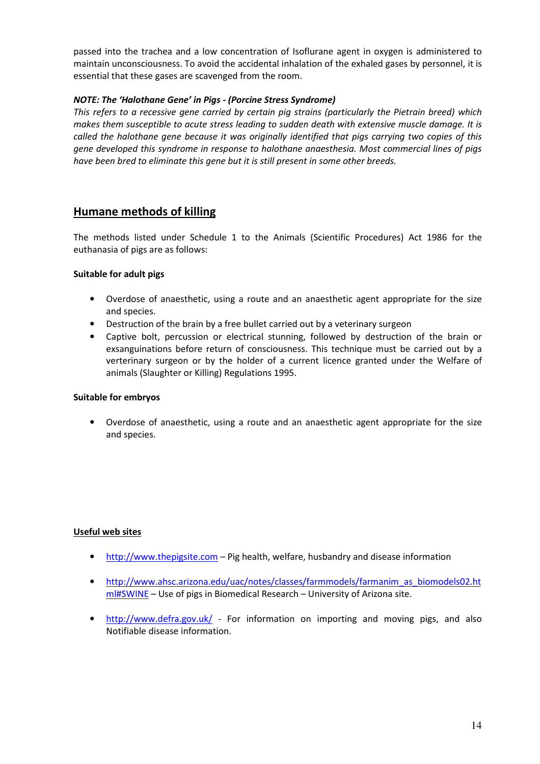passed into the trachea and a low concentration of Isoflurane agent in oxygen is administered to maintain unconsciousness. To avoid the accidental inhalation of the exhaled gases by personnel, it is essential that these gases are scavenged from the room.

***NOTE: The 'Halothane Gene' in Pigs - (Porcine Stress Syndrome)***

*This refers to a recessive gene carried by certain pig strains (particularly the Pietrain breed) which makes them susceptible to acute stress leading to sudden death with extensive muscle damage. It is called the halothane gene because it was originally identified that pigs carrying two copies of this gene developed this syndrome in response to halothane anaesthesia. Most commercial lines of pigs have been bred to eliminate this gene but it is still present in some other breeds.*

## Humane methods of killing

The methods listed under Schedule 1 to the Animals (Scientific Procedures) Act 1986 for the euthanasia of pigs are as follows:

**Suitable for adult pigs**

- Overdose of anaesthetic, using a route and an anaesthetic agent appropriate for the size and species.
- Destruction of the brain by a free bullet carried out by a veterinary surgeon
- Captive bolt, percussion or electrical stunning, followed by destruction of the brain or exsanguinations before return of consciousness. This technique must be carried out by a verterinary surgeon or by the holder of a current licence granted under the Welfare of animals (Slaughter or Killing) Regulations 1995.

**Suitable for embryos**

- Overdose of anaesthetic, using a route and an anaesthetic agent appropriate for the size and species.

## Useful web sites

- http://www.thepigsite.com – Pig health, welfare, husbandry and disease information
- http://www.ahsc.arizona.edu/uac/notes/classes/farmmodels/farmanim_as_biomodels02.html#SWINE – Use of pigs in Biomedical Research – University of Arizona site.
- http://www.defra.gov.uk/ - For information on importing and moving pigs, and also Notifiable disease information.